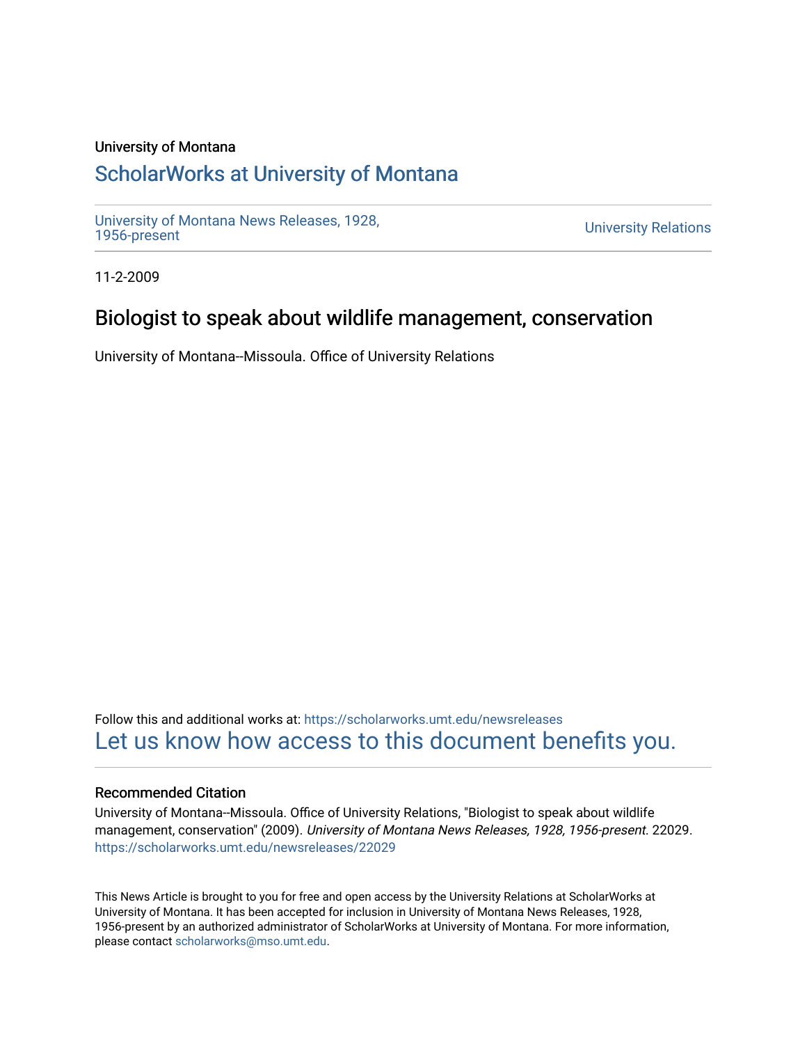University of Montana

# ScholarWorks at University of Montana

University of Montana News Releases, 1928, 1956-present

University Relations

11-2-2009

## Biologist to speak about wildlife management, conservation

University of Montana--Missoula. Office of University Relations

Follow this and additional works at: https://scholarworks.umt.edu/newsreleases

Let us know how access to this document benefits you.

### Recommended Citation

University of Montana--Missoula. Office of University Relations, "Biologist to speak about wildlife management, conservation" (2009). *University of Montana News Releases, 1928, 1956-present*. 22029. https://scholarworks.umt.edu/newsreleases/22029

This News Article is brought to you for free and open access by the University Relations at ScholarWorks at University of Montana. It has been accepted for inclusion in University of Montana News Releases, 1928, 1956-present by an authorized administrator of ScholarWorks at University of Montana. For more information, please contact scholarworks@mso.umt.edu.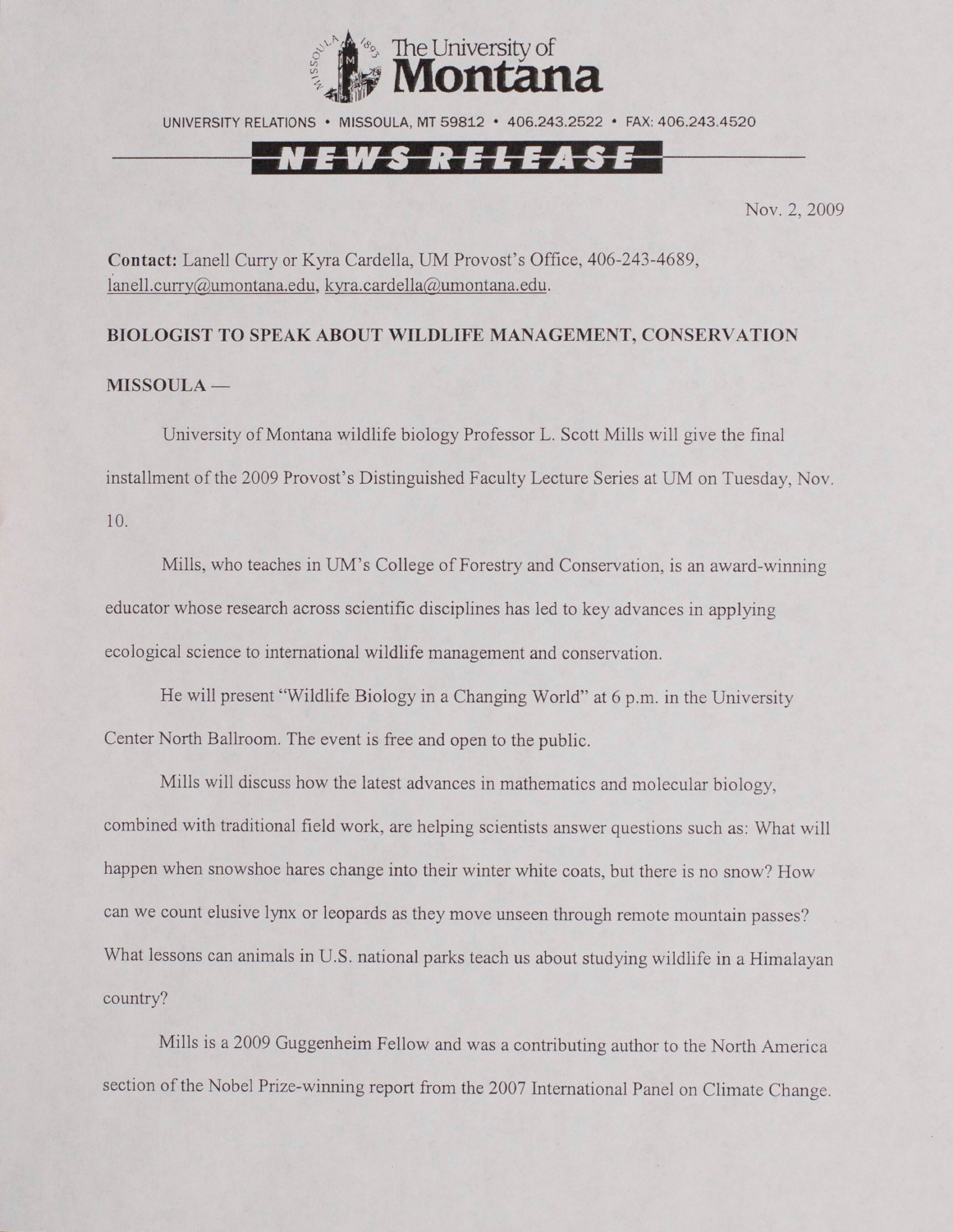# The University of Montana

UNIVERSITY RELATIONS • MISSOULA, MT 59812 • 406.243.2522 • FAX: 406.243.4520

## NEWS RELEASE

Nov. 2, 2009

**Contact:** Lanell Curry or Kyra Cardella, UM Provost's Office, 406-243-4689, lanell.curry@umontana.edu, kyra.cardella@umontana.edu.

**BIOLOGIST TO SPEAK ABOUT WILDLIFE MANAGEMENT, CONSERVATION**

**MISSOULA —**

University of Montana wildlife biology Professor L. Scott Mills will give the final installment of the 2009 Provost's Distinguished Faculty Lecture Series at UM on Tuesday, Nov. 10.

Mills, who teaches in UM's College of Forestry and Conservation, is an award-winning educator whose research across scientific disciplines has led to key advances in applying ecological science to international wildlife management and conservation.

He will present "Wildlife Biology in a Changing World" at 6 p.m. in the University Center North Ballroom. The event is free and open to the public.

Mills will discuss how the latest advances in mathematics and molecular biology, combined with traditional field work, are helping scientists answer questions such as: What will happen when snowshoe hares change into their winter white coats, but there is no snow? How can we count elusive lynx or leopards as they move unseen through remote mountain passes? What lessons can animals in U.S. national parks teach us about studying wildlife in a Himalayan country?

Mills is a 2009 Guggenheim Fellow and was a contributing author to the North America section of the Nobel Prize-winning report from the 2007 International Panel on Climate Change.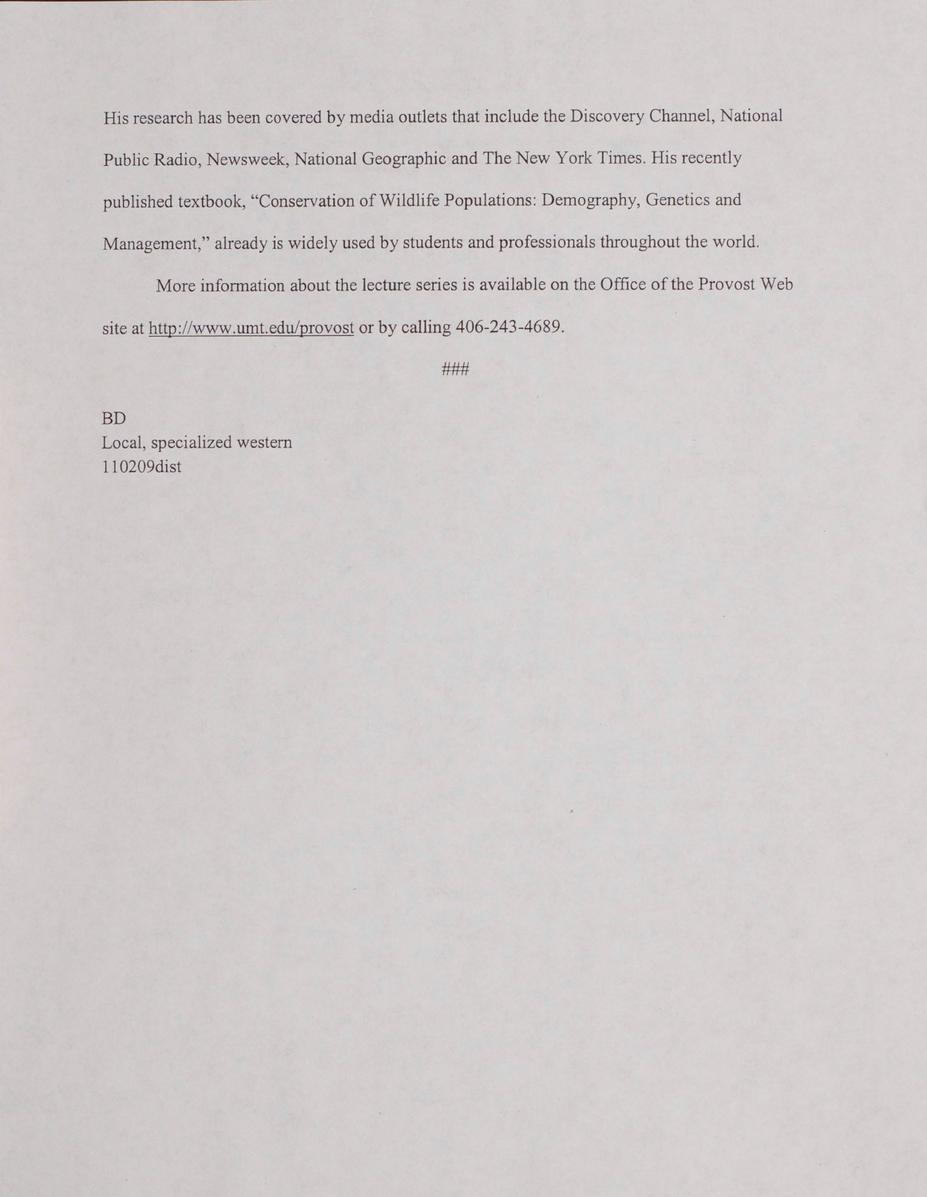His research has been covered by media outlets that include the Discovery Channel, National Public Radio, Newsweek, National Geographic and The New York Times. His recently published textbook, "Conservation of Wildlife Populations: Demography, Genetics and Management," already is widely used by students and professionals throughout the world.

More information about the lecture series is available on the Office of the Provost Web site at http://www.umt.edu/provost or by calling 406-243-4689.

###

BD
Local, specialized western
110209dist